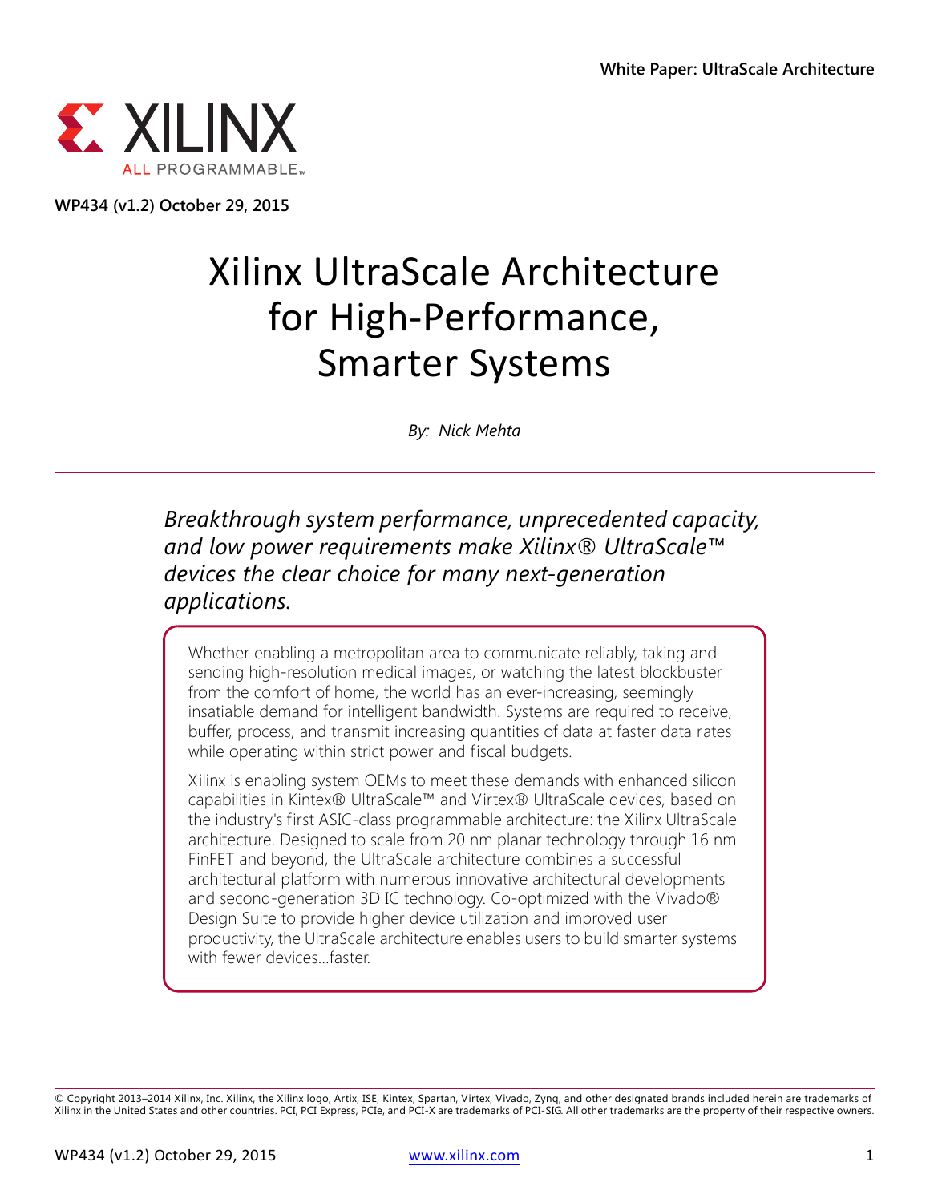# Xilinx UltraScale Architecture for High-Performance, Smarter Systems

WP434 (v1.2) October 29, 2015

*By: Nick Mehta*

*Breakthrough system performance, unprecedented capacity, and low power requirements make Xilinx® UltraScale™ devices the clear choice for many next-generation applications.*

Whether enabling a metropolitan area to communicate reliably, taking and sending high-resolution medical images, or watching the latest blockbuster from the comfort of home, the world has an ever-increasing, seemingly insatiable demand for intelligent bandwidth. Systems are required to receive, buffer, process, and transmit increasing quantities of data at faster data rates while operating within strict power and fiscal budgets.

Xilinx is enabling system OEMs to meet these demands with enhanced silicon capabilities in Kintex® UltraScale™ and Virtex® UltraScale devices, based on the industry's first ASIC-class programmable architecture: the Xilinx UltraScale architecture. Designed to scale from 20 nm planar technology through 16 nm FinFET and beyond, the UltraScale architecture combines a successful architectural platform with numerous innovative architectural developments and second-generation 3D IC technology. Co-optimized with the Vivado® Design Suite to provide higher device utilization and improved user productivity, the UltraScale architecture enables users to build smarter systems with fewer devices...faster.

© Copyright 2013–2014 Xilinx, Inc. Xilinx, the Xilinx logo, Artix, ISE, Kintex, Spartan, Virtex, Vivado, Zynq, and other designated brands included herein are trademarks of Xilinx in the United States and other countries. PCI, PCI Express, PCIe, and PCI-X are trademarks of PCI-SIG. All other trademarks are the property of their respective owners.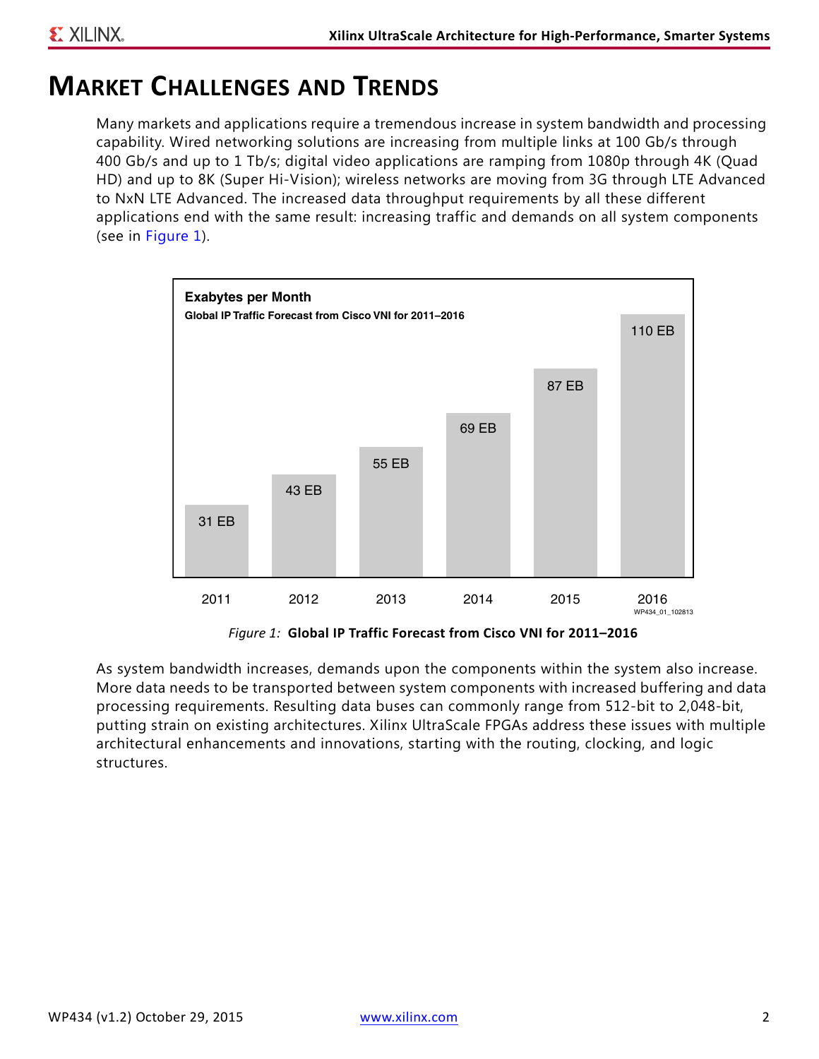# Market Challenges and Trends

Many markets and applications require a tremendous increase in system bandwidth and processing capability. Wired networking solutions are increasing from multiple links at 100 Gb/s through 400 Gb/s and up to 1 Tb/s; digital video applications are ramping from 1080p through 4K (Quad HD) and up to 8K (Super Hi-Vision); wireless networks are moving from 3G through LTE Advanced to NxN LTE Advanced. The increased data throughput requirements by all these different applications end with the same result: increasing traffic and demands on all system components (see in Figure 1).

Exabytes per Month
Global IP Traffic Forecast from Cisco VNI for 2011–2016

31 EB
43 EB
55 EB
69 EB
87 EB
110 EB

2011
2012
2013
2014
2015
2016

WP434_01_102813

*Figure 1:* **Global IP Traffic Forecast from Cisco VNI for 2011–2016**

As system bandwidth increases, demands upon the components within the system also increase. More data needs to be transported between system components with increased buffering and data processing requirements. Resulting data buses can commonly range from 512-bit to 2,048-bit, putting strain on existing architectures. Xilinx UltraScale FPGAs address these issues with multiple architectural enhancements and innovations, starting with the routing, clocking, and logic structures.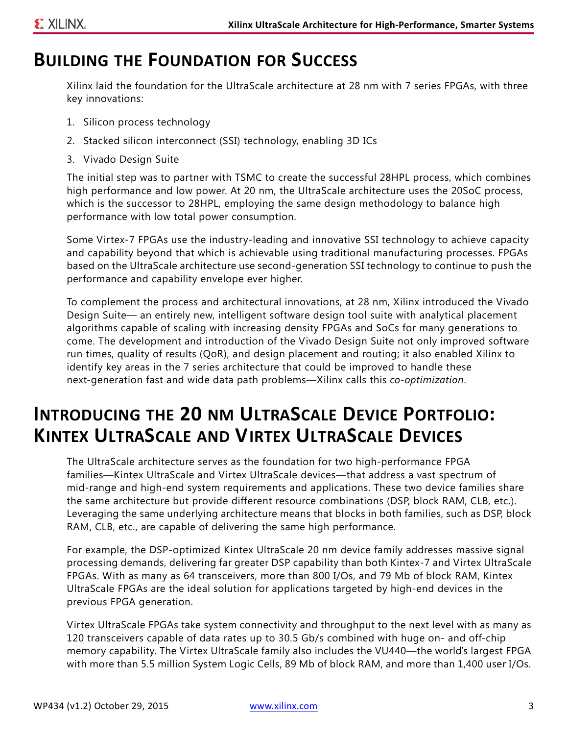# Building the Foundation for Success

Xilinx laid the foundation for the UltraScale architecture at 28 nm with 7 series FPGAs, with three key innovations:

1. Silicon process technology
2. Stacked silicon interconnect (SSI) technology, enabling 3D ICs
3. Vivado Design Suite

The initial step was to partner with TSMC to create the successful 28HPL process, which combines high performance and low power. At 20 nm, the UltraScale architecture uses the 20SoC process, which is the successor to 28HPL, employing the same design methodology to balance high performance with low total power consumption.

Some Virtex-7 FPGAs use the industry-leading and innovative SSI technology to achieve capacity and capability beyond that which is achievable using traditional manufacturing processes. FPGAs based on the UltraScale architecture use second-generation SSI technology to continue to push the performance and capability envelope ever higher.

To complement the process and architectural innovations, at 28 nm, Xilinx introduced the Vivado Design Suite— an entirely new, intelligent software design tool suite with analytical placement algorithms capable of scaling with increasing density FPGAs and SoCs for many generations to come. The development and introduction of the Vivado Design Suite not only improved software run times, quality of results (QoR), and design placement and routing; it also enabled Xilinx to identify key areas in the 7 series architecture that could be improved to handle these next-generation fast and wide data path problems—Xilinx calls this *co-optimization*.

# Introducing the 20 nm UltraScale Device Portfolio: Kintex UltraScale and Virtex UltraScale Devices

The UltraScale architecture serves as the foundation for two high-performance FPGA families—Kintex UltraScale and Virtex UltraScale devices—that address a vast spectrum of mid-range and high-end system requirements and applications. These two device families share the same architecture but provide different resource combinations (DSP, block RAM, CLB, etc.). Leveraging the same underlying architecture means that blocks in both families, such as DSP, block RAM, CLB, etc., are capable of delivering the same high performance.

For example, the DSP-optimized Kintex UltraScale 20 nm device family addresses massive signal processing demands, delivering far greater DSP capability than both Kintex-7 and Virtex UltraScale FPGAs. With as many as 64 transceivers, more than 800 I/Os, and 79 Mb of block RAM, Kintex UltraScale FPGAs are the ideal solution for applications targeted by high-end devices in the previous FPGA generation.

Virtex UltraScale FPGAs take system connectivity and throughput to the next level with as many as 120 transceivers capable of data rates up to 30.5 Gb/s combined with huge on- and off-chip memory capability. The Virtex UltraScale family also includes the VU440—the world's largest FPGA with more than 5.5 million System Logic Cells, 89 Mb of block RAM, and more than 1,400 user I/Os.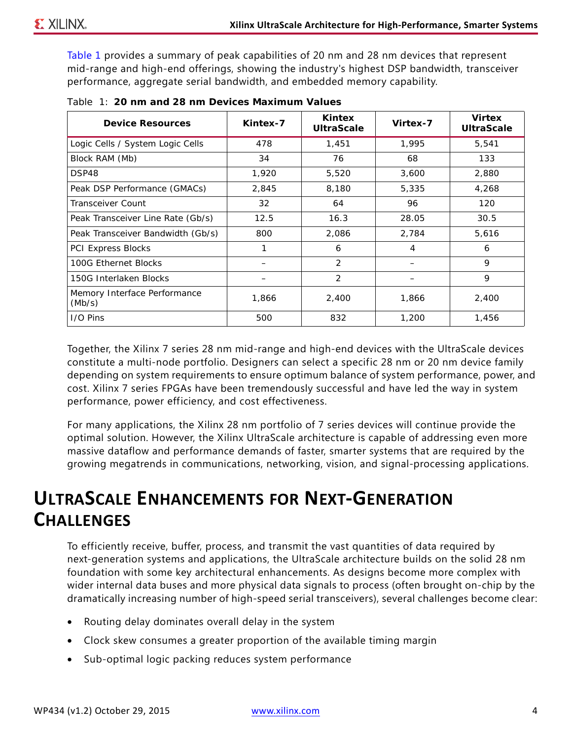Table 1 provides a summary of peak capabilities of 20 nm and 28 nm devices that represent mid-range and high-end offerings, showing the industry's highest DSP bandwidth, transceiver performance, aggregate serial bandwidth, and embedded memory capability.

Table 1: **20 nm and 28 nm Devices Maximum Values**

| Device Resources | Kintex-7 | Kintex UltraScale | Virtex-7 | Virtex UltraScale |
|---|---|---|---|---|
| Logic Cells / System Logic Cells | 478 | 1,451 | 1,995 | 5,541 |
| Block RAM (Mb) | 34 | 76 | 68 | 133 |
| DSP48 | 1,920 | 5,520 | 3,600 | 2,880 |
| Peak DSP Performance (GMACs) | 2,845 | 8,180 | 5,335 | 4,268 |
| Transceiver Count | 32 | 64 | 96 | 120 |
| Peak Transceiver Line Rate (Gb/s) | 12.5 | 16.3 | 28.05 | 30.5 |
| Peak Transceiver Bandwidth (Gb/s) | 800 | 2,086 | 2,784 | 5,616 |
| PCI Express Blocks | 1 | 6 | 4 | 6 |
| 100G Ethernet Blocks | – | 2 | – | 9 |
| 150G Interlaken Blocks | – | 2 | – | 9 |
| Memory Interface Performance (Mb/s) | 1,866 | 2,400 | 1,866 | 2,400 |
| I/O Pins | 500 | 832 | 1,200 | 1,456 |

Together, the Xilinx 7 series 28 nm mid-range and high-end devices with the UltraScale devices constitute a multi-node portfolio. Designers can select a specific 28 nm or 20 nm device family depending on system requirements to ensure optimum balance of system performance, power, and cost. Xilinx 7 series FPGAs have been tremendously successful and have led the way in system performance, power efficiency, and cost effectiveness.

For many applications, the Xilinx 28 nm portfolio of 7 series devices will continue provide the optimal solution. However, the Xilinx UltraScale architecture is capable of addressing even more massive dataflow and performance demands of faster, smarter systems that are required by the growing megatrends in communications, networking, vision, and signal-processing applications.

# UltraScale Enhancements for Next-Generation Challenges

To efficiently receive, buffer, process, and transmit the vast quantities of data required by next-generation systems and applications, the UltraScale architecture builds on the solid 28 nm foundation with some key architectural enhancements. As designs become more complex with wider internal data buses and more physical data signals to process (often brought on-chip by the dramatically increasing number of high-speed serial transceivers), several challenges become clear:

- Routing delay dominates overall delay in the system
- Clock skew consumes a greater proportion of the available timing margin
- Sub-optimal logic packing reduces system performance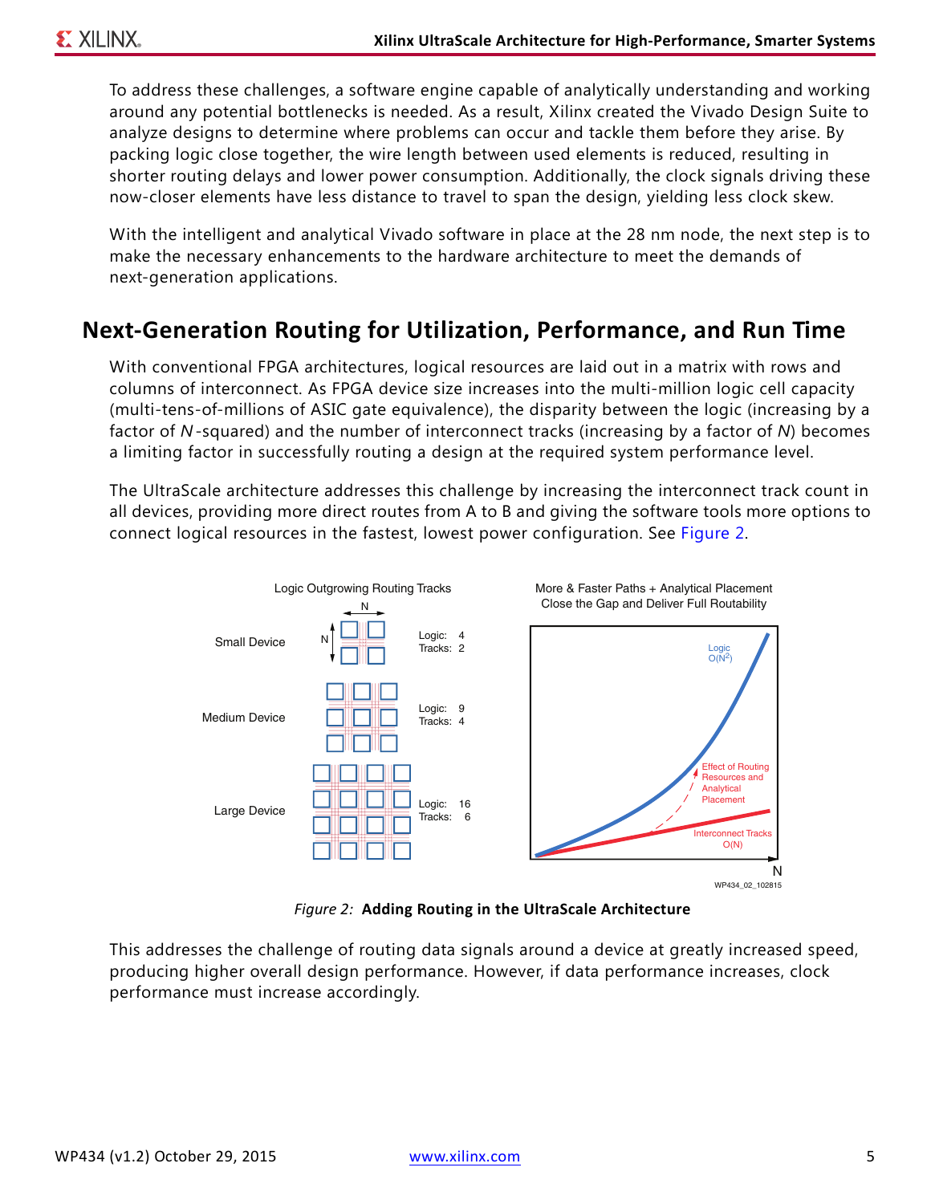To address these challenges, a software engine capable of analytically understanding and working around any potential bottlenecks is needed. As a result, Xilinx created the Vivado Design Suite to analyze designs to determine where problems can occur and tackle them before they arise. By packing logic close together, the wire length between used elements is reduced, resulting in shorter routing delays and lower power consumption. Additionally, the clock signals driving these now-closer elements have less distance to travel to span the design, yielding less clock skew.

With the intelligent and analytical Vivado software in place at the 28 nm node, the next step is to make the necessary enhancements to the hardware architecture to meet the demands of next-generation applications.

## Next-Generation Routing for Utilization, Performance, and Run Time

With conventional FPGA architectures, logical resources are laid out in a matrix with rows and columns of interconnect. As FPGA device size increases into the multi-million logic cell capacity (multi-tens-of-millions of ASIC gate equivalence), the disparity between the logic (increasing by a factor of $N$-squared) and the number of interconnect tracks (increasing by a factor of $N$) becomes a limiting factor in successfully routing a design at the required system performance level.

The UltraScale architecture addresses this challenge by increasing the interconnect track count in all devices, providing more direct routes from A to B and giving the software tools more options to connect logical resources in the fastest, lowest power configuration. See Figure 2.

Logic Outgrowing Routing Tracks

N

Small Device — N — Logic: 4, Tracks: 2

Medium Device — Logic: 9, Tracks: 4

Large Device — Logic: 16, Tracks: 6

More & Faster Paths + Analytical Placement Close the Gap and Deliver Full Routability

Logic $O(N^2)$

Effect of Routing Resources and Analytical Placement

Interconnect Tracks $O(N)$

N

WP434_02_102815

*Figure 2:* **Adding Routing in the UltraScale Architecture**

This addresses the challenge of routing data signals around a device at greatly increased speed, producing higher overall design performance. However, if data performance increases, clock performance must increase accordingly.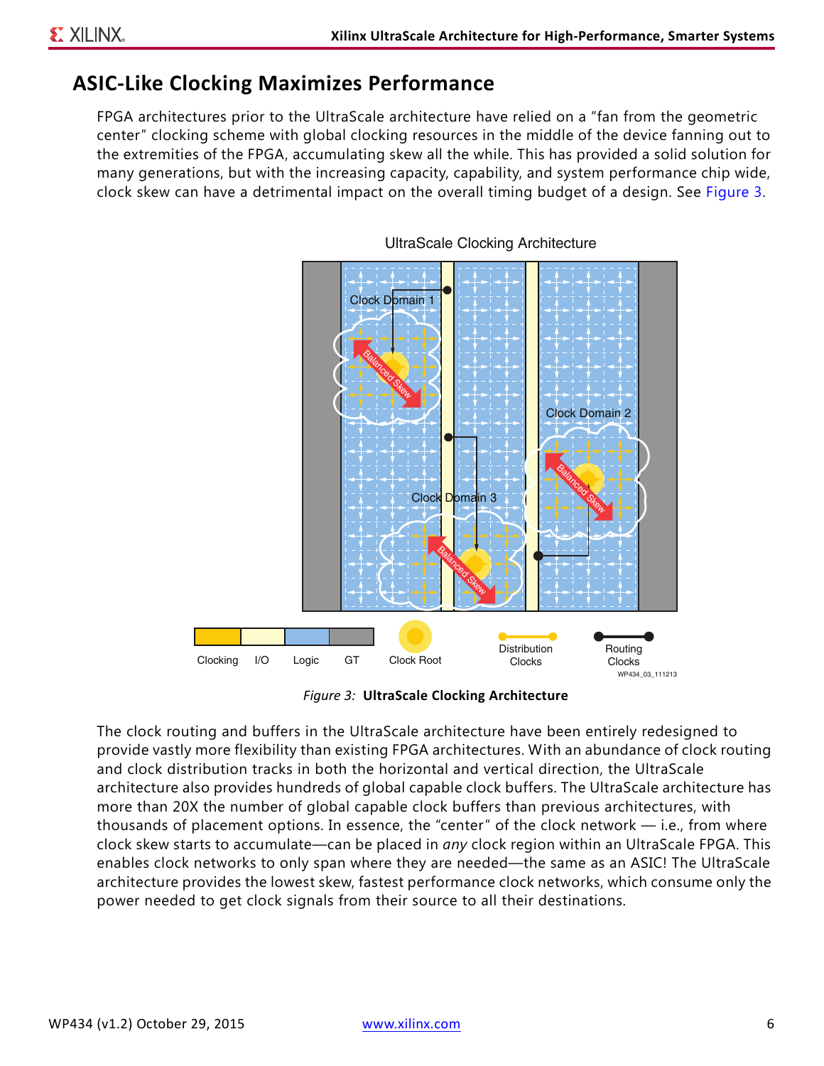## ASIC-Like Clocking Maximizes Performance

FPGA architectures prior to the UltraScale architecture have relied on a "fan from the geometric center" clocking scheme with global clocking resources in the middle of the device fanning out to the extremities of the FPGA, accumulating skew all the while. This has provided a solid solution for many generations, but with the increasing capacity, capability, and system performance chip wide, clock skew can have a detrimental impact on the overall timing budget of a design. See Figure 3.

UltraScale Clocking Architecture

Clock Domain 1

Clock Domain 2

Clock Domain 3

Balanced Skew

Balanced Skew

Balanced Skew

Clocking

I/O

Logic

GT

Clock Root

Distribution Clocks

Routing Clocks

WP434_03_111213

*Figure 3:* **UltraScale Clocking Architecture**

The clock routing and buffers in the UltraScale architecture have been entirely redesigned to provide vastly more flexibility than existing FPGA architectures. With an abundance of clock routing and clock distribution tracks in both the horizontal and vertical direction, the UltraScale architecture also provides hundreds of global capable clock buffers. The UltraScale architecture has more than 20X the number of global capable clock buffers than previous architectures, with thousands of placement options. In essence, the "center" of the clock network — i.e., from where clock skew starts to accumulate—can be placed in *any* clock region within an UltraScale FPGA. This enables clock networks to only span where they are needed—the same as an ASIC! The UltraScale architecture provides the lowest skew, fastest performance clock networks, which consume only the power needed to get clock signals from their source to all their destinations.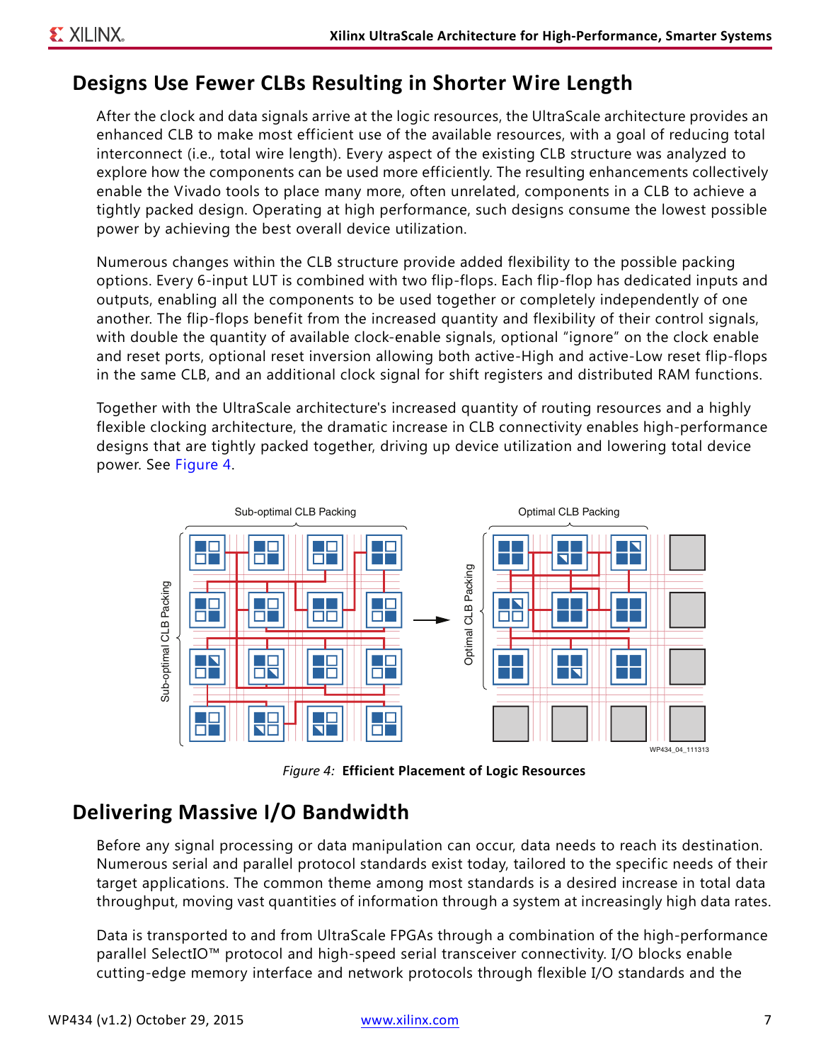## Designs Use Fewer CLBs Resulting in Shorter Wire Length

After the clock and data signals arrive at the logic resources, the UltraScale architecture provides an enhanced CLB to make most efficient use of the available resources, with a goal of reducing total interconnect (i.e., total wire length). Every aspect of the existing CLB structure was analyzed to explore how the components can be used more efficiently. The resulting enhancements collectively enable the Vivado tools to place many more, often unrelated, components in a CLB to achieve a tightly packed design. Operating at high performance, such designs consume the lowest possible power by achieving the best overall device utilization.

Numerous changes within the CLB structure provide added flexibility to the possible packing options. Every 6-input LUT is combined with two flip-flops. Each flip-flop has dedicated inputs and outputs, enabling all the components to be used together or completely independently of one another. The flip-flops benefit from the increased quantity and flexibility of their control signals, with double the quantity of available clock-enable signals, optional "ignore" on the clock enable and reset ports, optional reset inversion allowing both active-High and active-Low reset flip-flops in the same CLB, and an additional clock signal for shift registers and distributed RAM functions.

Together with the UltraScale architecture's increased quantity of routing resources and a highly flexible clocking architecture, the dramatic increase in CLB connectivity enables high-performance designs that are tightly packed together, driving up device utilization and lowering total device power. See Figure 4.

Sub-optimal CLB Packing

Optimal CLB Packing

WP434_04_111313

*Figure 4:* **Efficient Placement of Logic Resources**

## Delivering Massive I/O Bandwidth

Before any signal processing or data manipulation can occur, data needs to reach its destination. Numerous serial and parallel protocol standards exist today, tailored to the specific needs of their target applications. The common theme among most standards is a desired increase in total data throughput, moving vast quantities of information through a system at increasingly high data rates.

Data is transported to and from UltraScale FPGAs through a combination of the high-performance parallel SelectIO™ protocol and high-speed serial transceiver connectivity. I/O blocks enable cutting-edge memory interface and network protocols through flexible I/O standards and the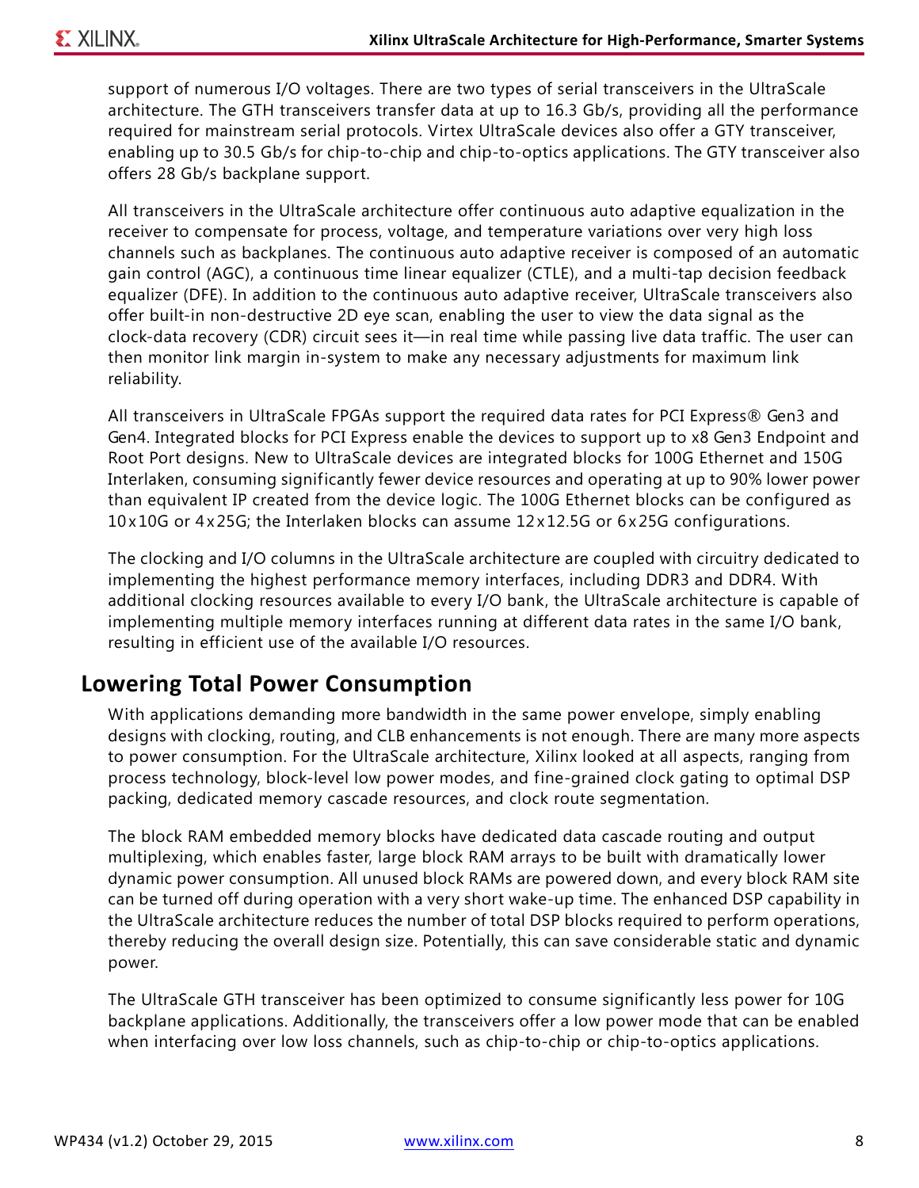support of numerous I/O voltages. There are two types of serial transceivers in the UltraScale architecture. The GTH transceivers transfer data at up to 16.3 Gb/s, providing all the performance required for mainstream serial protocols. Virtex UltraScale devices also offer a GTY transceiver, enabling up to 30.5 Gb/s for chip-to-chip and chip-to-optics applications. The GTY transceiver also offers 28 Gb/s backplane support.

All transceivers in the UltraScale architecture offer continuous auto adaptive equalization in the receiver to compensate for process, voltage, and temperature variations over very high loss channels such as backplanes. The continuous auto adaptive receiver is composed of an automatic gain control (AGC), a continuous time linear equalizer (CTLE), and a multi-tap decision feedback equalizer (DFE). In addition to the continuous auto adaptive receiver, UltraScale transceivers also offer built-in non-destructive 2D eye scan, enabling the user to view the data signal as the clock-data recovery (CDR) circuit sees it—in real time while passing live data traffic. The user can then monitor link margin in-system to make any necessary adjustments for maximum link reliability.

All transceivers in UltraScale FPGAs support the required data rates for PCI Express® Gen3 and Gen4. Integrated blocks for PCI Express enable the devices to support up to x8 Gen3 Endpoint and Root Port designs. New to UltraScale devices are integrated blocks for 100G Ethernet and 150G Interlaken, consuming significantly fewer device resources and operating at up to 90% lower power than equivalent IP created from the device logic. The 100G Ethernet blocks can be configured as 10x10G or 4x25G; the Interlaken blocks can assume 12x12.5G or 6x25G configurations.

The clocking and I/O columns in the UltraScale architecture are coupled with circuitry dedicated to implementing the highest performance memory interfaces, including DDR3 and DDR4. With additional clocking resources available to every I/O bank, the UltraScale architecture is capable of implementing multiple memory interfaces running at different data rates in the same I/O bank, resulting in efficient use of the available I/O resources.

## Lowering Total Power Consumption

With applications demanding more bandwidth in the same power envelope, simply enabling designs with clocking, routing, and CLB enhancements is not enough. There are many more aspects to power consumption. For the UltraScale architecture, Xilinx looked at all aspects, ranging from process technology, block-level low power modes, and fine-grained clock gating to optimal DSP packing, dedicated memory cascade resources, and clock route segmentation.

The block RAM embedded memory blocks have dedicated data cascade routing and output multiplexing, which enables faster, large block RAM arrays to be built with dramatically lower dynamic power consumption. All unused block RAMs are powered down, and every block RAM site can be turned off during operation with a very short wake-up time. The enhanced DSP capability in the UltraScale architecture reduces the number of total DSP blocks required to perform operations, thereby reducing the overall design size. Potentially, this can save considerable static and dynamic power.

The UltraScale GTH transceiver has been optimized to consume significantly less power for 10G backplane applications. Additionally, the transceivers offer a low power mode that can be enabled when interfacing over low loss channels, such as chip-to-chip or chip-to-optics applications.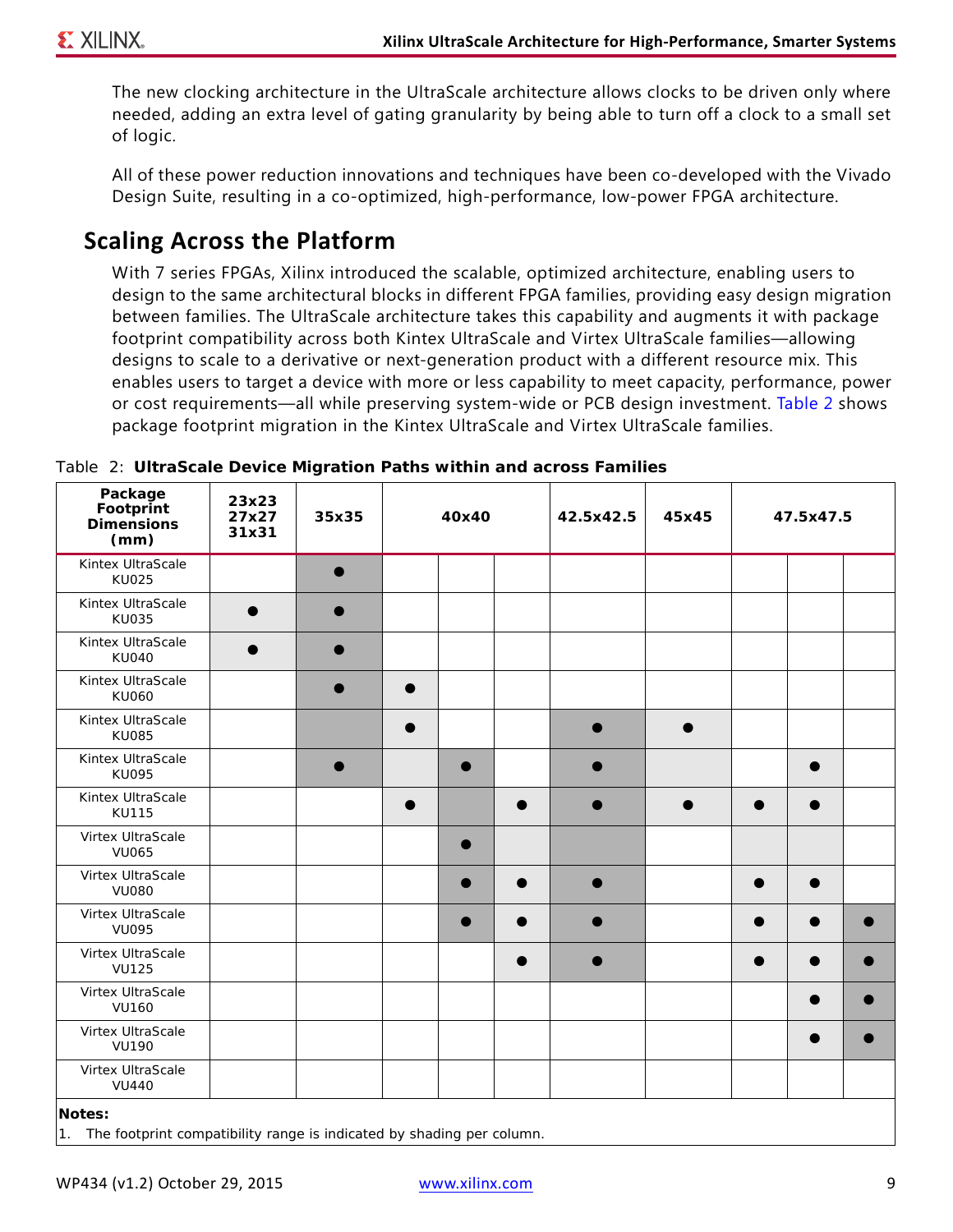The new clocking architecture in the UltraScale architecture allows clocks to be driven only where needed, adding an extra level of gating granularity by being able to turn off a clock to a small set of logic.

All of these power reduction innovations and techniques have been co-developed with the Vivado Design Suite, resulting in a co-optimized, high-performance, low-power FPGA architecture.

## Scaling Across the Platform

With 7 series FPGAs, Xilinx introduced the scalable, optimized architecture, enabling users to design to the same architectural blocks in different FPGA families, providing easy design migration between families. The UltraScale architecture takes this capability and augments it with package footprint compatibility across both Kintex UltraScale and Virtex UltraScale families—allowing designs to scale to a derivative or next-generation product with a different resource mix. This enables users to target a device with more or less capability to meet capacity, performance, power or cost requirements—all while preserving system-wide or PCB design investment. Table 2 shows package footprint migration in the Kintex UltraScale and Virtex UltraScale families.

Table 2: **UltraScale Device Migration Paths within and across Families**

| Package Footprint Dimensions (mm) | 23x23 27x27 31x31 | 35x35 | 40x40 | | | 42.5x42.5 | 45x45 | 47.5x47.5 | | |
|---|---|---|---|---|---|---|---|---|---|---|
| Kintex UltraScale KU025 | | ● | | | | | | | | |
| Kintex UltraScale KU035 | ● | ● | | | | | | | | |
| Kintex UltraScale KU040 | ● | ● | | | | | | | | |
| Kintex UltraScale KU060 | | ● | ● | | | | | | | |
| Kintex UltraScale KU085 | | | ● | | | ● | ● | | | |
| Kintex UltraScale KU095 | | ● | | ● | | ● | | | ● | |
| Kintex UltraScale KU115 | | | ● | | ● | ● | ● | ● | ● | |
| Virtex UltraScale VU065 | | | | ● | | | | | | |
| Virtex UltraScale VU080 | | | | ● | ● | ● | | ● | ● | |
| Virtex UltraScale VU095 | | | | ● | ● | ● | | ● | ● | ● |
| Virtex UltraScale VU125 | | | | | ● | ● | | ● | ● | ● |
| Virtex UltraScale VU160 | | | | | | | | | ● | ● |
| Virtex UltraScale VU190 | | | | | | | | | ● | ● |
| Virtex UltraScale VU440 | | | | | | | | | | |

**Notes:**

1. The footprint compatibility range is indicated by shading per column.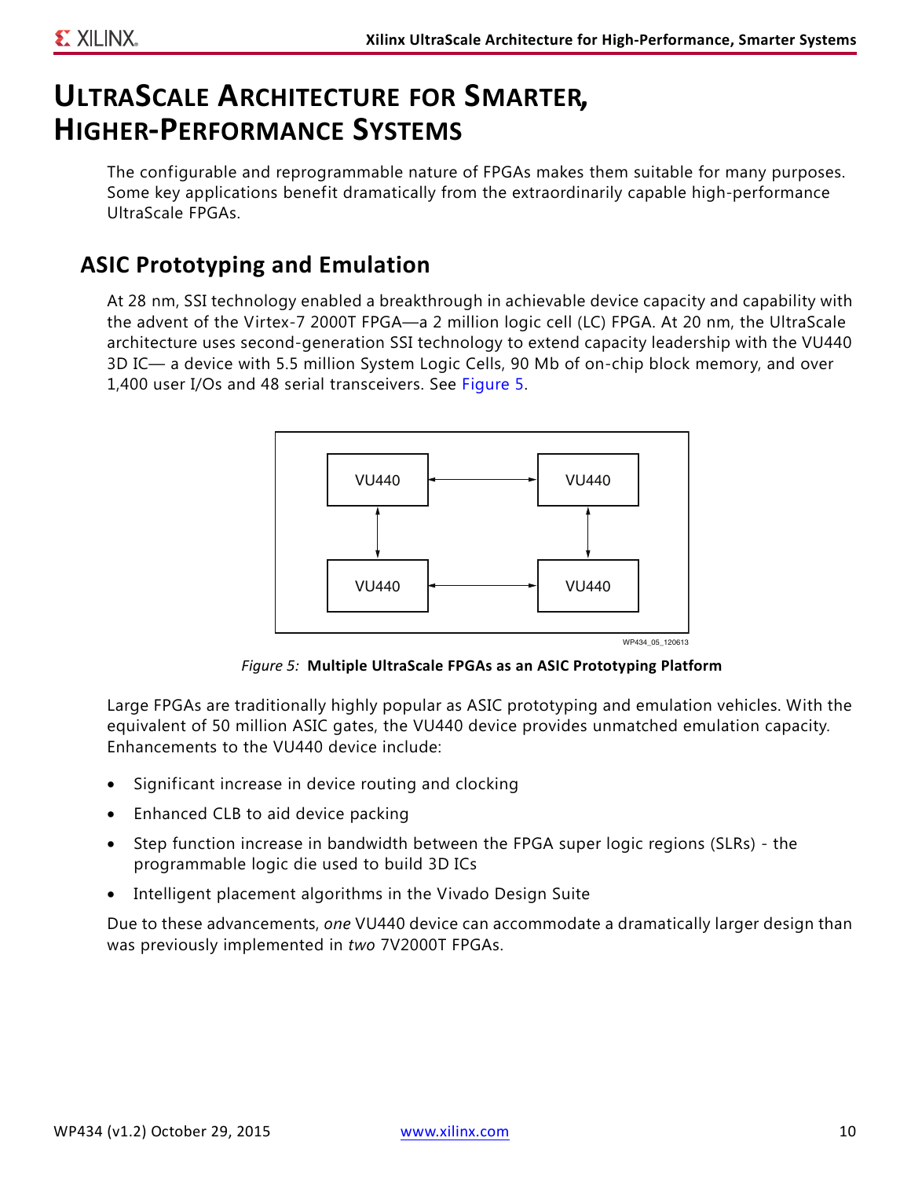# ULTRASCALE ARCHITECTURE FOR SMARTER, HIGHER-PERFORMANCE SYSTEMS

The configurable and reprogrammable nature of FPGAs makes them suitable for many purposes. Some key applications benefit dramatically from the extraordinarily capable high-performance UltraScale FPGAs.

## ASIC Prototyping and Emulation

At 28 nm, SSI technology enabled a breakthrough in achievable device capacity and capability with the advent of the Virtex-7 2000T FPGA—a 2 million logic cell (LC) FPGA. At 20 nm, the UltraScale architecture uses second-generation SSI technology to extend capacity leadership with the VU440 3D IC— a device with 5.5 million System Logic Cells, 90 Mb of on-chip block memory, and over 1,400 user I/Os and 48 serial transceivers. See Figure 5.

VU440
VU440
VU440
VU440
WP434_05_120613

*Figure 5:* **Multiple UltraScale FPGAs as an ASIC Prototyping Platform**

Large FPGAs are traditionally highly popular as ASIC prototyping and emulation vehicles. With the equivalent of 50 million ASIC gates, the VU440 device provides unmatched emulation capacity. Enhancements to the VU440 device include:

- Significant increase in device routing and clocking
- Enhanced CLB to aid device packing
- Step function increase in bandwidth between the FPGA super logic regions (SLRs) - the programmable logic die used to build 3D ICs
- Intelligent placement algorithms in the Vivado Design Suite

Due to these advancements, *one* VU440 device can accommodate a dramatically larger design than was previously implemented in *two* 7V2000T FPGAs.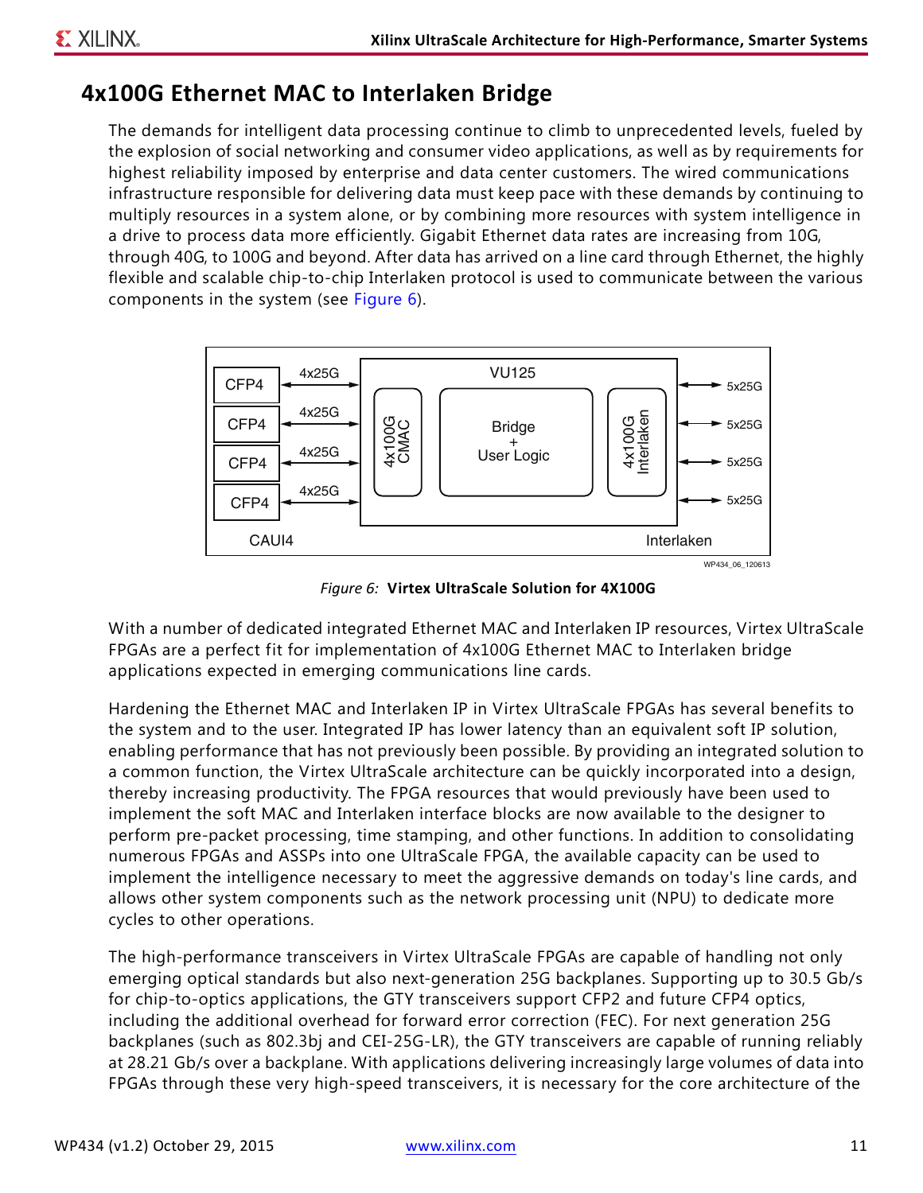## 4x100G Ethernet MAC to Interlaken Bridge

The demands for intelligent data processing continue to climb to unprecedented levels, fueled by the explosion of social networking and consumer video applications, as well as by requirements for highest reliability imposed by enterprise and data center customers. The wired communications infrastructure responsible for delivering data must keep pace with these demands by continuing to multiply resources in a system alone, or by combining more resources with system intelligence in a drive to process data more efficiently. Gigabit Ethernet data rates are increasing from 10G, through 40G, to 100G and beyond. After data has arrived on a line card through Ethernet, the highly flexible and scalable chip-to-chip Interlaken protocol is used to communicate between the various components in the system (see Figure 6).

CFP4
CFP4
CFP4
CFP4
4x25G
4x25G
4x25G
4x25G
VU125
4x100G CMAC
Bridge + User Logic
4x100G Interlaken
5x25G
5x25G
5x25G
5x25G
CAUI4
Interlaken
WP434_06_120613

*Figure 6:* **Virtex UltraScale Solution for 4X100G**

With a number of dedicated integrated Ethernet MAC and Interlaken IP resources, Virtex UltraScale FPGAs are a perfect fit for implementation of 4x100G Ethernet MAC to Interlaken bridge applications expected in emerging communications line cards.

Hardening the Ethernet MAC and Interlaken IP in Virtex UltraScale FPGAs has several benefits to the system and to the user. Integrated IP has lower latency than an equivalent soft IP solution, enabling performance that has not previously been possible. By providing an integrated solution to a common function, the Virtex UltraScale architecture can be quickly incorporated into a design, thereby increasing productivity. The FPGA resources that would previously have been used to implement the soft MAC and Interlaken interface blocks are now available to the designer to perform pre-packet processing, time stamping, and other functions. In addition to consolidating numerous FPGAs and ASSPs into one UltraScale FPGA, the available capacity can be used to implement the intelligence necessary to meet the aggressive demands on today's line cards, and allows other system components such as the network processing unit (NPU) to dedicate more cycles to other operations.

The high-performance transceivers in Virtex UltraScale FPGAs are capable of handling not only emerging optical standards but also next-generation 25G backplanes. Supporting up to 30.5 Gb/s for chip-to-optics applications, the GTY transceivers support CFP2 and future CFP4 optics, including the additional overhead for forward error correction (FEC). For next generation 25G backplanes (such as 802.3bj and CEI-25G-LR), the GTY transceivers are capable of running reliably at 28.21 Gb/s over a backplane. With applications delivering increasingly large volumes of data into FPGAs through these very high-speed transceivers, it is necessary for the core architecture of the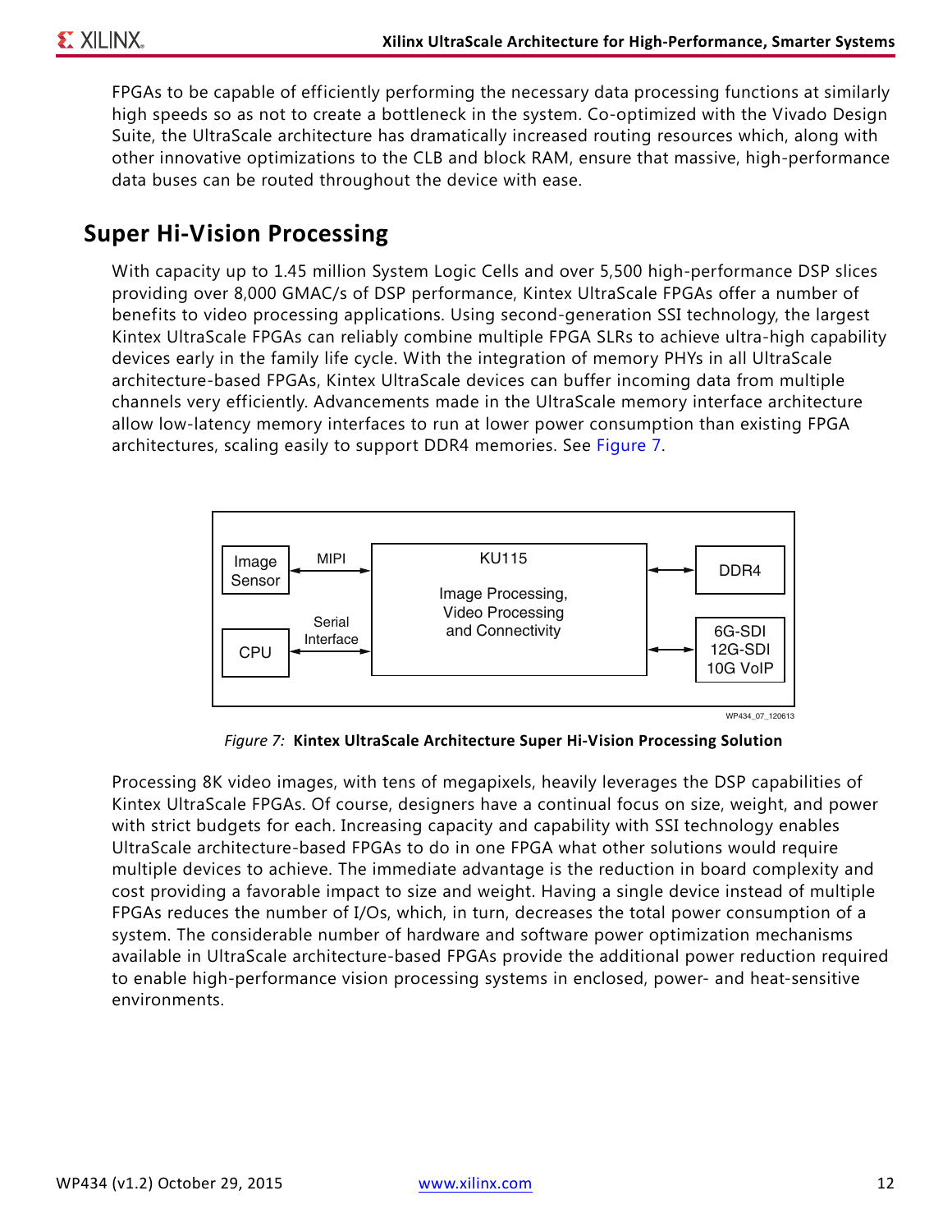FPGAs to be capable of efficiently performing the necessary data processing functions at similarly high speeds so as not to create a bottleneck in the system. Co-optimized with the Vivado Design Suite, the UltraScale architecture has dramatically increased routing resources which, along with other innovative optimizations to the CLB and block RAM, ensure that massive, high-performance data buses can be routed throughout the device with ease.

## Super Hi-Vision Processing

With capacity up to 1.45 million System Logic Cells and over 5,500 high-performance DSP slices providing over 8,000 GMAC/s of DSP performance, Kintex UltraScale FPGAs offer a number of benefits to video processing applications. Using second-generation SSI technology, the largest Kintex UltraScale FPGAs can reliably combine multiple FPGA SLRs to achieve ultra-high capability devices early in the family life cycle. With the integration of memory PHYs in all UltraScale architecture-based FPGAs, Kintex UltraScale devices can buffer incoming data from multiple channels very efficiently. Advancements made in the UltraScale memory interface architecture allow low-latency memory interfaces to run at lower power consumption than existing FPGA architectures, scaling easily to support DDR4 memories. See Figure 7.

Image Sensor

MIPI

CPU

Serial Interface

KU115

Image Processing, Video Processing and Connectivity

DDR4

6G-SDI
12G-SDI
10G VoIP

WP434_07_120613

*Figure 7:* **Kintex UltraScale Architecture Super Hi-Vision Processing Solution**

Processing 8K video images, with tens of megapixels, heavily leverages the DSP capabilities of Kintex UltraScale FPGAs. Of course, designers have a continual focus on size, weight, and power with strict budgets for each. Increasing capacity and capability with SSI technology enables UltraScale architecture-based FPGAs to do in one FPGA what other solutions would require multiple devices to achieve. The immediate advantage is the reduction in board complexity and cost providing a favorable impact to size and weight. Having a single device instead of multiple FPGAs reduces the number of I/Os, which, in turn, decreases the total power consumption of a system. The considerable number of hardware and software power optimization mechanisms available in UltraScale architecture-based FPGAs provide the additional power reduction required to enable high-performance vision processing systems in enclosed, power- and heat-sensitive environments.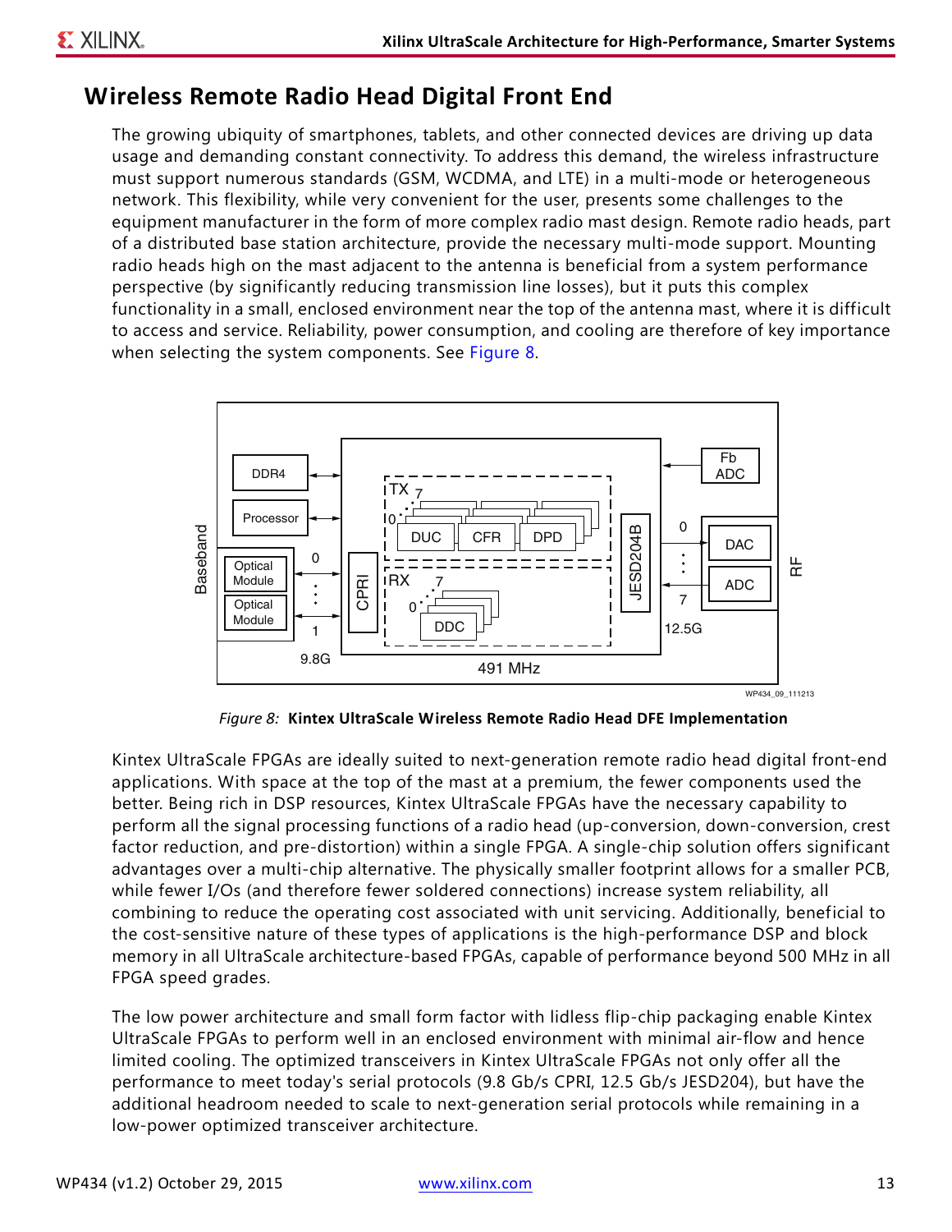## Wireless Remote Radio Head Digital Front End

The growing ubiquity of smartphones, tablets, and other connected devices are driving up data usage and demanding constant connectivity. To address this demand, the wireless infrastructure must support numerous standards (GSM, WCDMA, and LTE) in a multi-mode or heterogeneous network. This flexibility, while very convenient for the user, presents some challenges to the equipment manufacturer in the form of more complex radio mast design. Remote radio heads, part of a distributed base station architecture, provide the necessary multi-mode support. Mounting radio heads high on the mast adjacent to the antenna is beneficial from a system performance perspective (by significantly reducing transmission line losses), but it puts this complex functionality in a small, enclosed environment near the top of the antenna mast, where it is difficult to access and service. Reliability, power consumption, and cooling are therefore of key importance when selecting the system components. See Figure 8.

Baseband
DDR4
Processor
Optical Module
Optical Module
0
1
9.8G
CPRI
TX
7
0
DUC
CFR
DPD
RX
7
0
DDC
491 MHz
JESD204B
0
7
12.5G
Fb ADC
DAC
ADC
RF

WP434_09_111213

*Figure 8:* **Kintex UltraScale Wireless Remote Radio Head DFE Implementation**

Kintex UltraScale FPGAs are ideally suited to next-generation remote radio head digital front-end applications. With space at the top of the mast at a premium, the fewer components used the better. Being rich in DSP resources, Kintex UltraScale FPGAs have the necessary capability to perform all the signal processing functions of a radio head (up-conversion, down-conversion, crest factor reduction, and pre-distortion) within a single FPGA. A single-chip solution offers significant advantages over a multi-chip alternative. The physically smaller footprint allows for a smaller PCB, while fewer I/Os (and therefore fewer soldered connections) increase system reliability, all combining to reduce the operating cost associated with unit servicing. Additionally, beneficial to the cost-sensitive nature of these types of applications is the high-performance DSP and block memory in all UltraScale architecture-based FPGAs, capable of performance beyond 500 MHz in all FPGA speed grades.

The low power architecture and small form factor with lidless flip-chip packaging enable Kintex UltraScale FPGAs to perform well in an enclosed environment with minimal air-flow and hence limited cooling. The optimized transceivers in Kintex UltraScale FPGAs not only offer all the performance to meet today's serial protocols (9.8 Gb/s CPRI, 12.5 Gb/s JESD204), but have the additional headroom needed to scale to next-generation serial protocols while remaining in a low-power optimized transceiver architecture.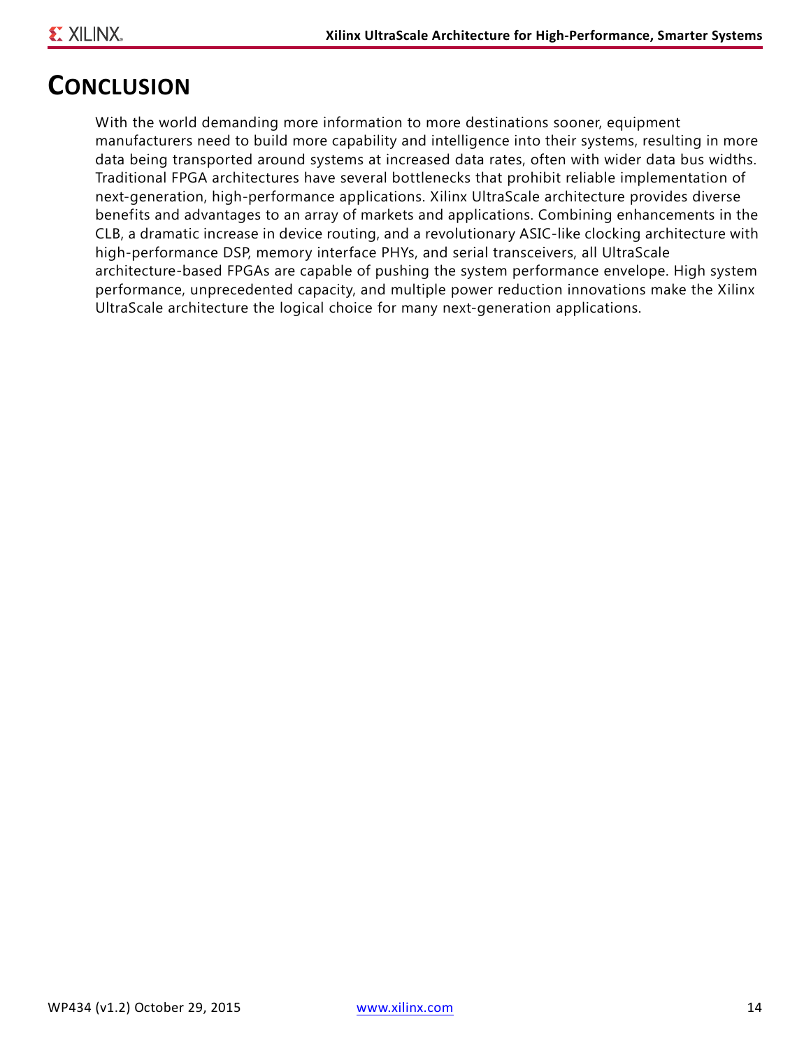# Conclusion

With the world demanding more information to more destinations sooner, equipment manufacturers need to build more capability and intelligence into their systems, resulting in more data being transported around systems at increased data rates, often with wider data bus widths. Traditional FPGA architectures have several bottlenecks that prohibit reliable implementation of next-generation, high-performance applications. Xilinx UltraScale architecture provides diverse benefits and advantages to an array of markets and applications. Combining enhancements in the CLB, a dramatic increase in device routing, and a revolutionary ASIC-like clocking architecture with high-performance DSP, memory interface PHYs, and serial transceivers, all UltraScale architecture-based FPGAs are capable of pushing the system performance envelope. High system performance, unprecedented capacity, and multiple power reduction innovations make the Xilinx UltraScale architecture the logical choice for many next-generation applications.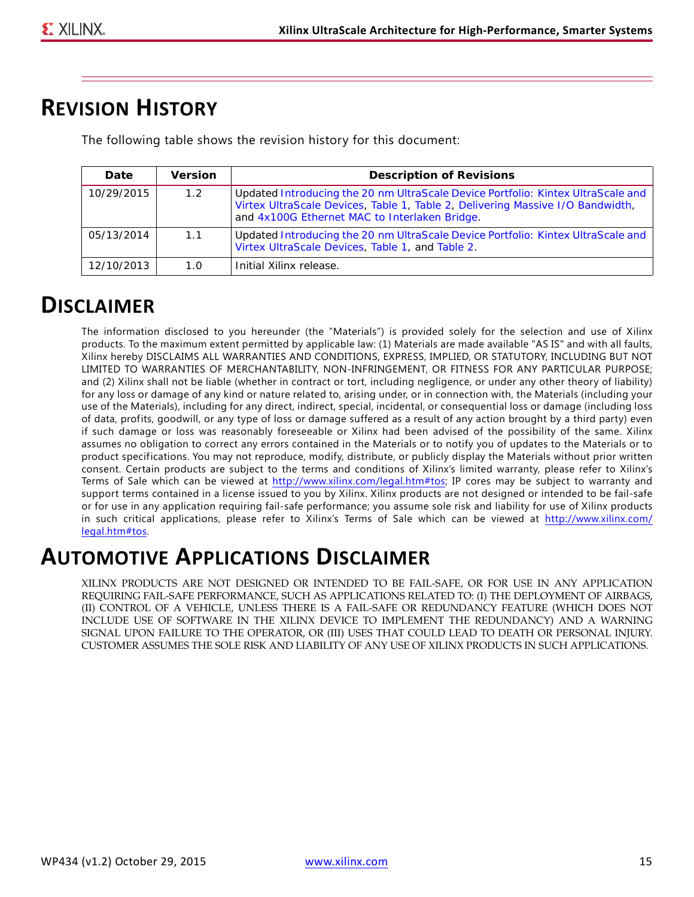## Revision History

The following table shows the revision history for this document:

| Date | Version | Description of Revisions |
|---|---|---|
| 10/29/2015 | 1.2 | Updated Introducing the 20 nm UltraScale Device Portfolio: Kintex UltraScale and Virtex UltraScale Devices, Table 1, Table 2, Delivering Massive I/O Bandwidth, and 4x100G Ethernet MAC to Interlaken Bridge. |
| 05/13/2014 | 1.1 | Updated Introducing the 20 nm UltraScale Device Portfolio: Kintex UltraScale and Virtex UltraScale Devices, Table 1, and Table 2. |
| 12/10/2013 | 1.0 | Initial Xilinx release. |

## Disclaimer

The information disclosed to you hereunder (the "Materials") is provided solely for the selection and use of Xilinx products. To the maximum extent permitted by applicable law: (1) Materials are made available "AS IS" and with all faults, Xilinx hereby DISCLAIMS ALL WARRANTIES AND CONDITIONS, EXPRESS, IMPLIED, OR STATUTORY, INCLUDING BUT NOT LIMITED TO WARRANTIES OF MERCHANTABILITY, NON-INFRINGEMENT, OR FITNESS FOR ANY PARTICULAR PURPOSE; and (2) Xilinx shall not be liable (whether in contract or tort, including negligence, or under any other theory of liability) for any loss or damage of any kind or nature related to, arising under, or in connection with, the Materials (including your use of the Materials), including for any direct, indirect, special, incidental, or consequential loss or damage (including loss of data, profits, goodwill, or any type of loss or damage suffered as a result of any action brought by a third party) even if such damage or loss was reasonably foreseeable or Xilinx had been advised of the possibility of the same. Xilinx assumes no obligation to correct any errors contained in the Materials or to notify you of updates to the Materials or to product specifications. You may not reproduce, modify, distribute, or publicly display the Materials without prior written consent. Certain products are subject to the terms and conditions of Xilinx's limited warranty, please refer to Xilinx's Terms of Sale which can be viewed at http://www.xilinx.com/legal.htm#tos; IP cores may be subject to warranty and support terms contained in a license issued to you by Xilinx. Xilinx products are not designed or intended to be fail-safe or for use in any application requiring fail-safe performance; you assume sole risk and liability for use of Xilinx products in such critical applications, please refer to Xilinx's Terms of Sale which can be viewed at http://www.xilinx.com/legal.htm#tos.

## Automotive Applications Disclaimer

XILINX PRODUCTS ARE NOT DESIGNED OR INTENDED TO BE FAIL-SAFE, OR FOR USE IN ANY APPLICATION REQUIRING FAIL-SAFE PERFORMANCE, SUCH AS APPLICATIONS RELATED TO: (I) THE DEPLOYMENT OF AIRBAGS, (II) CONTROL OF A VEHICLE, UNLESS THERE IS A FAIL-SAFE OR REDUNDANCY FEATURE (WHICH DOES NOT INCLUDE USE OF SOFTWARE IN THE XILINX DEVICE TO IMPLEMENT THE REDUNDANCY) AND A WARNING SIGNAL UPON FAILURE TO THE OPERATOR, OR (III) USES THAT COULD LEAD TO DEATH OR PERSONAL INJURY. CUSTOMER ASSUMES THE SOLE RISK AND LIABILITY OF ANY USE OF XILINX PRODUCTS IN SUCH APPLICATIONS.